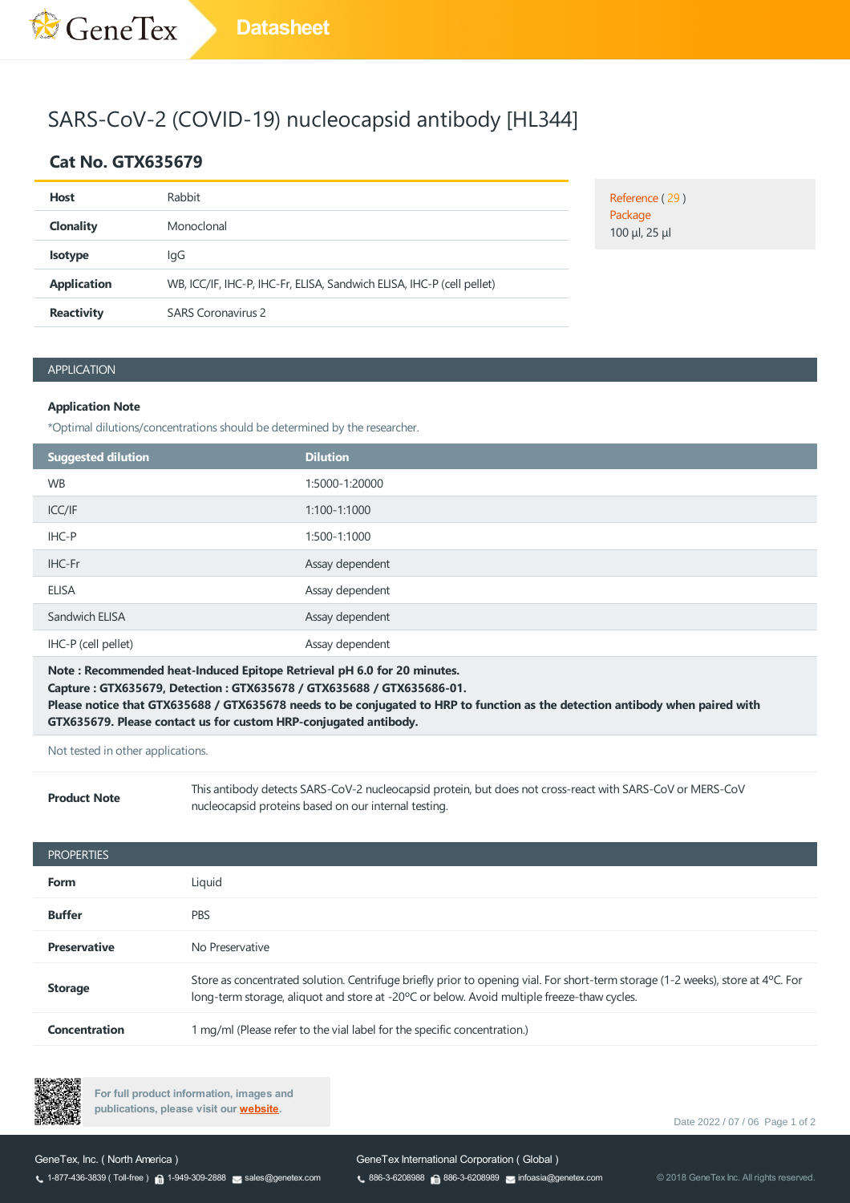# SARS-CoV-2 (COVID-19) nucleocapsid antibody [HL344]

## Cat No. GTX635679

| | |
|---|---|
| **Host** | Rabbit |
| **Clonality** | Monoclonal |
| **Isotype** | IgG |
| **Application** | WB, ICC/IF, IHC-P, IHC-Fr, ELISA, Sandwich ELISA, IHC-P (cell pellet) |
| **Reactivity** | SARS Coronavirus 2 |

Reference ( 29 )
Package
100 µl, 25 µl

## APPLICATION

**Application Note**

*Optimal dilutions/concentrations should be determined by the researcher.

| Suggested dilution | Dilution |
|---|---|
| WB | 1:5000-1:20000 |
| ICC/IF | 1:100-1:1000 |
| IHC-P | 1:500-1:1000 |
| IHC-Fr | Assay dependent |
| ELISA | Assay dependent |
| Sandwich ELISA | Assay dependent |
| IHC-P (cell pellet) | Assay dependent |

**Note : Recommended heat-Induced Epitope Retrieval pH 6.0 for 20 minutes.**
**Capture : GTX635679, Detection : GTX635678 / GTX635688 / GTX635686-01.**
**Please notice that GTX635688 / GTX635678 needs to be conjugated to HRP to function as the detection antibody when paired with GTX635679. Please contact us for custom HRP-conjugated antibody.**

Not tested in other applications.

| | |
|---|---|
| **Product Note** | This antibody detects SARS-CoV-2 nucleocapsid protein, but does not cross-react with SARS-CoV or MERS-CoV nucleocapsid proteins based on our internal testing. |

## PROPERTIES

| | |
|---|---|
| **Form** | Liquid |
| **Buffer** | PBS |
| **Preservative** | No Preservative |
| **Storage** | Store as concentrated solution. Centrifuge briefly prior to opening vial. For short-term storage (1-2 weeks), store at 4ºC. For long-term storage, aliquot and store at -20ºC or below. Avoid multiple freeze-thaw cycles. |
| **Concentration** | 1 mg/ml (Please refer to the vial label for the specific concentration.) |

For full product information, images and publications, please visit our website.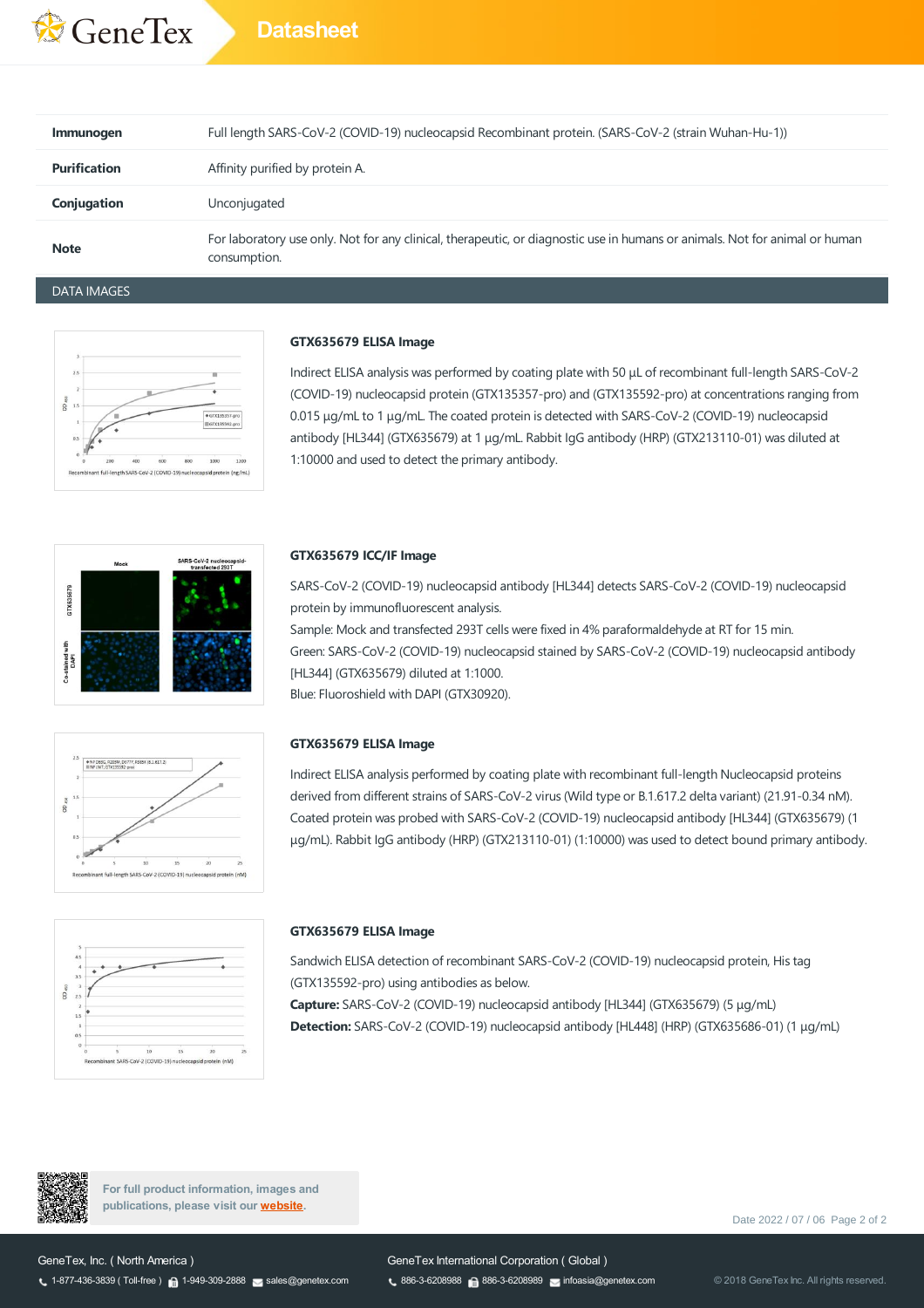| | |
|---|---|
| **Immunogen** | Full length SARS-CoV-2 (COVID-19) nucleocapsid Recombinant protein. (SARS-CoV-2 (strain Wuhan-Hu-1)) |
| **Purification** | Affinity purified by protein A. |
| **Conjugation** | Unconjugated |
| **Note** | For laboratory use only. Not for any clinical, therapeutic, or diagnostic use in humans or animals. Not for animal or human consumption. |

## DATA IMAGES

### GTX635679 ELISA Image

Indirect ELISA analysis was performed by coating plate with 50 µL of recombinant full-length SARS-CoV-2 (COVID-19) nucleocapsid protein (GTX135357-pro) and (GTX135592-pro) at concentrations ranging from 0.015 µg/mL to 1 µg/mL. The coated protein is detected with SARS-CoV-2 (COVID-19) nucleocapsid antibody [HL344] (GTX635679) at 1 µg/mL. Rabbit IgG antibody (HRP) (GTX213110-01) was diluted at 1:10000 and used to detect the primary antibody.

### GTX635679 ICC/IF Image

SARS-CoV-2 (COVID-19) nucleocapsid antibody [HL344] detects SARS-CoV-2 (COVID-19) nucleocapsid protein by immunofluorescent analysis.
Sample: Mock and transfected 293T cells were fixed in 4% paraformaldehyde at RT for 15 min.
Green: SARS-CoV-2 (COVID-19) nucleocapsid stained by SARS-CoV-2 (COVID-19) nucleocapsid antibody [HL344] (GTX635679) diluted at 1:1000.
Blue: Fluoroshield with DAPI (GTX30920).

### GTX635679 ELISA Image

Indirect ELISA analysis performed by coating plate with recombinant full-length Nucleocapsid proteins derived from different strains of SARS-CoV-2 virus (Wild type or B.1.617.2 delta variant) (21.91-0.34 nM). Coated protein was probed with SARS-CoV-2 (COVID-19) nucleocapsid antibody [HL344] (GTX635679) (1 µg/mL). Rabbit IgG antibody (HRP) (GTX213110-01) (1:10000) was used to detect bound primary antibody.

### GTX635679 ELISA Image

Sandwich ELISA detection of recombinant SARS-CoV-2 (COVID-19) nucleocapsid protein, His tag (GTX135592-pro) using antibodies as below.
**Capture:** SARS-CoV-2 (COVID-19) nucleocapsid antibody [HL344] (GTX635679) (5 µg/mL)
**Detection:** SARS-CoV-2 (COVID-19) nucleocapsid antibody [HL448] (HRP) (GTX635686-01) (1 µg/mL)

For full product information, images and publications, please visit our website.

Date 2022 / 07 / 06